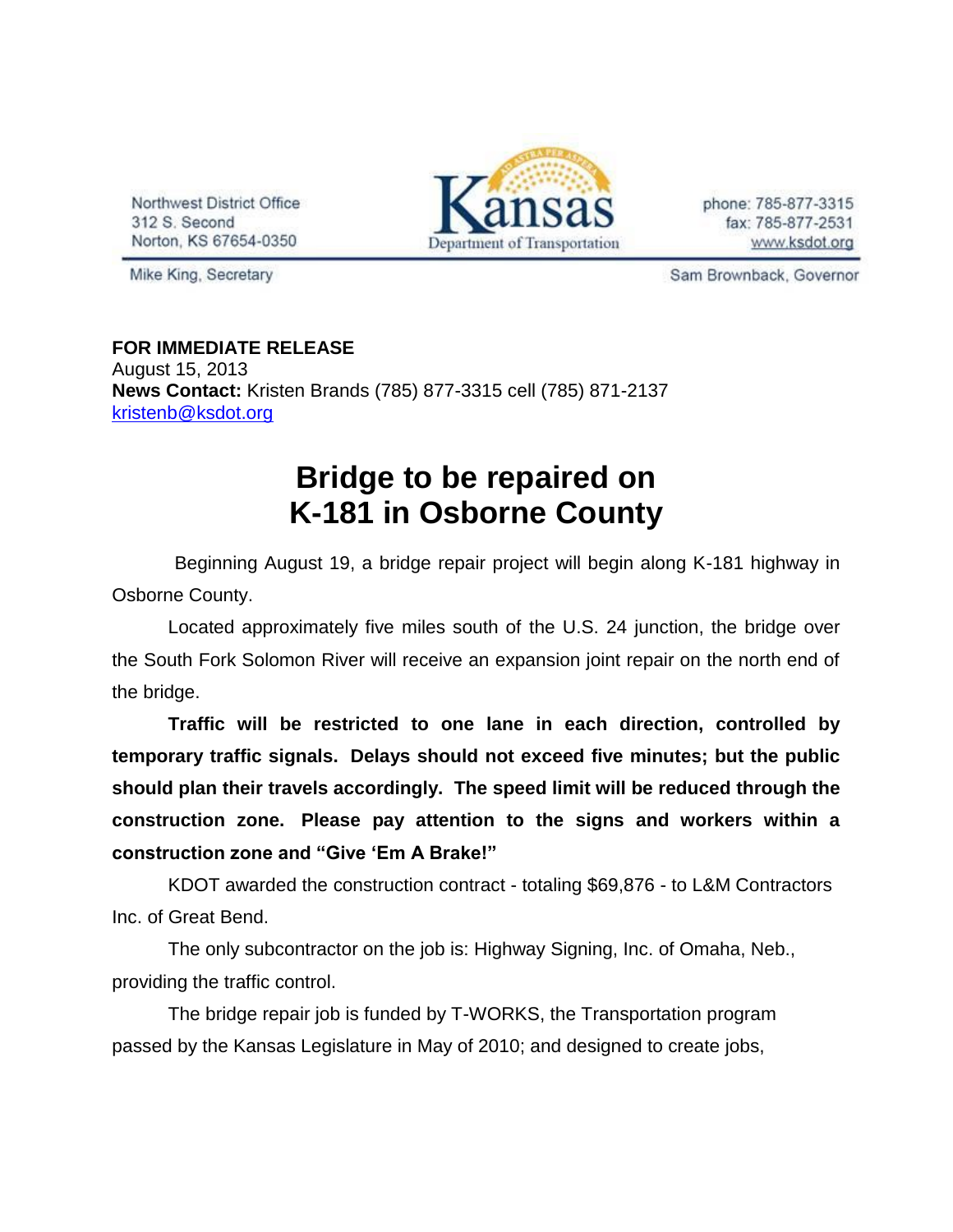Northwest District Office
312 S. Second
Norton, KS 67654-0350

Kansas Department of Transportation

phone: 785-877-3315
fax: 785-877-2531
www.ksdot.org

Mike King, Secretary

Sam Brownback, Governor

**FOR IMMEDIATE RELEASE**
August 15, 2013
**News Contact:** Kristen Brands (785) 877-3315 cell (785) 871-2137
kristenb@ksdot.org

# Bridge to be repaired on K-181 in Osborne County

Beginning August 19, a bridge repair project will begin along K-181 highway in Osborne County.

Located approximately five miles south of the U.S. 24 junction, the bridge over the South Fork Solomon River will receive an expansion joint repair on the north end of the bridge.

**Traffic will be restricted to one lane in each direction, controlled by temporary traffic signals. Delays should not exceed five minutes; but the public should plan their travels accordingly. The speed limit will be reduced through the construction zone. Please pay attention to the signs and workers within a construction zone and "Give 'Em A Brake!"**

KDOT awarded the construction contract - totaling $69,876 - to L&M Contractors Inc. of Great Bend.

The only subcontractor on the job is: Highway Signing, Inc. of Omaha, Neb., providing the traffic control.

The bridge repair job is funded by T-WORKS, the Transportation program passed by the Kansas Legislature in May of 2010; and designed to create jobs,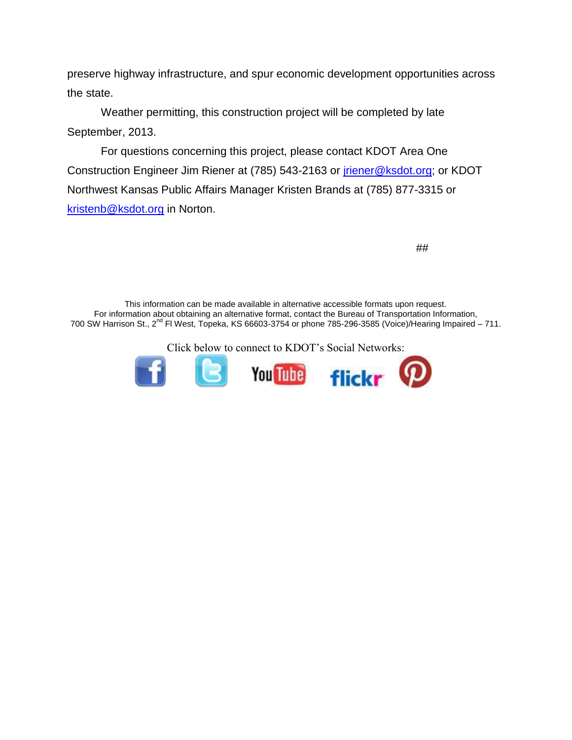preserve highway infrastructure, and spur economic development opportunities across the state.

Weather permitting, this construction project will be completed by late September, 2013.

For questions concerning this project, please contact KDOT Area One Construction Engineer Jim Riener at (785) 543-2163 or jriener@ksdot.org; or KDOT Northwest Kansas Public Affairs Manager Kristen Brands at (785) 877-3315 or kristenb@ksdot.org in Norton.

##

This information can be made available in alternative accessible formats upon request.
For information about obtaining an alternative format, contact the Bureau of Transportation Information, 700 SW Harrison St., 2nd Fl West, Topeka, KS 66603-3754 or phone 785-296-3585 (Voice)/Hearing Impaired – 711.

Click below to connect to KDOT's Social Networks: